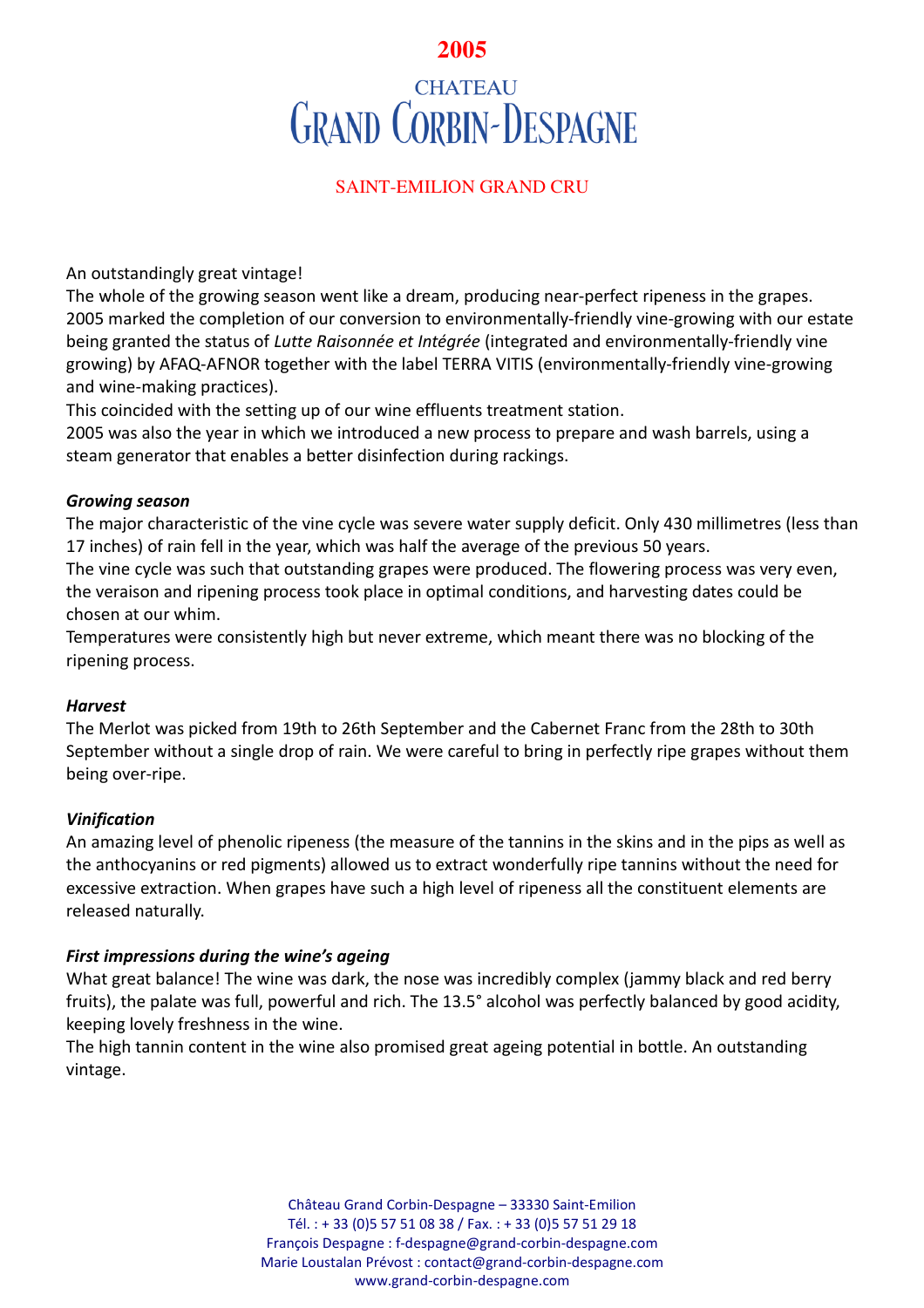# 2005

# CHATEAU GRAND CORBIN-DESPAGNE

## SAINT-EMILION GRAND CRU

An outstandingly great vintage!
The whole of the growing season went like a dream, producing near-perfect ripeness in the grapes.
2005 marked the completion of our conversion to environmentally-friendly vine-growing with our estate being granted the status of *Lutte Raisonnée et Intégrée* (integrated and environmentally-friendly vine growing) by AFAQ-AFNOR together with the label TERRA VITIS (environmentally-friendly vine-growing and wine-making practices).
This coincided with the setting up of our wine effluents treatment station.
2005 was also the year in which we introduced a new process to prepare and wash barrels, using a steam generator that enables a better disinfection during rackings.

***Growing season***

The major characteristic of the vine cycle was severe water supply deficit. Only 430 millimetres (less than 17 inches) of rain fell in the year, which was half the average of the previous 50 years.
The vine cycle was such that outstanding grapes were produced. The flowering process was very even, the veraison and ripening process took place in optimal conditions, and harvesting dates could be chosen at our whim.
Temperatures were consistently high but never extreme, which meant there was no blocking of the ripening process.

***Harvest***

The Merlot was picked from 19th to 26th September and the Cabernet Franc from the 28th to 30th September without a single drop of rain. We were careful to bring in perfectly ripe grapes without them being over-ripe.

***Vinification***

An amazing level of phenolic ripeness (the measure of the tannins in the skins and in the pips as well as the anthocyanins or red pigments) allowed us to extract wonderfully ripe tannins without the need for excessive extraction. When grapes have such a high level of ripeness all the constituent elements are released naturally.

***First impressions during the wine's ageing***

What great balance! The wine was dark, the nose was incredibly complex (jammy black and red berry fruits), the palate was full, powerful and rich. The 13.5° alcohol was perfectly balanced by good acidity, keeping lovely freshness in the wine.
The high tannin content in the wine also promised great ageing potential in bottle. An outstanding vintage.

Château Grand Corbin-Despagne – 33330 Saint-Emilion
Tél. : + 33 (0)5 57 51 08 38 / Fax. : + 33 (0)5 57 51 29 18
François Despagne : f-despagne@grand-corbin-despagne.com
Marie Loustalan Prévost : contact@grand-corbin-despagne.com
www.grand-corbin-despagne.com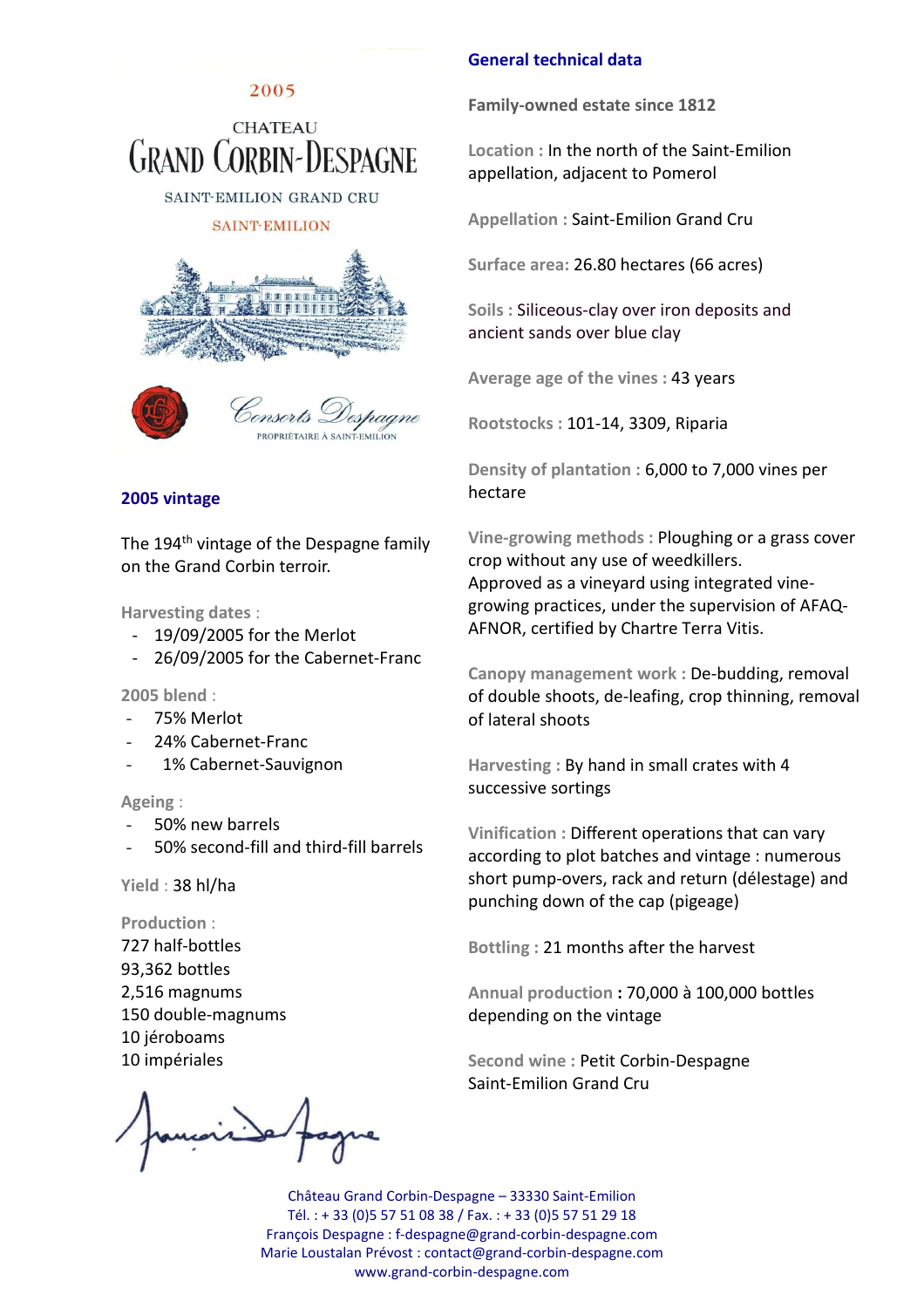2005

CHATEAU

# GRAND CORBIN-DESPAGNE

SAINT-EMILION GRAND CRU

SAINT-EMILION

Consorts Despagne

PROPRIÉTAIRE À SAINT-EMILION

## 2005 vintage

The 194th vintage of the Despagne family on the Grand Corbin terroir.

Harvesting dates :

- 19/09/2005 for the Merlot
- 26/09/2005 for the Cabernet-Franc

2005 blend :

- 75% Merlot
- 24% Cabernet-Franc
- 1% Cabernet-Sauvignon

Ageing :

- 50% new barrels
- 50% second-fill and third-fill barrels

Yield : 38 hl/ha

Production :

727 half-bottles
93,362 bottles
2,516 magnums
150 double-magnums
10 jéroboams
10 impériales

## General technical data

**Family-owned estate since 1812**

Location : In the north of the Saint-Emilion appellation, adjacent to Pomerol

Appellation : Saint-Emilion Grand Cru

Surface area: 26.80 hectares (66 acres)

Soils : Siliceous-clay over iron deposits and ancient sands over blue clay

Average age of the vines : 43 years

Rootstocks : 101-14, 3309, Riparia

Density of plantation : 6,000 to 7,000 vines per hectare

Vine-growing methods : Ploughing or a grass cover crop without any use of weedkillers.
Approved as a vineyard using integrated vine-growing practices, under the supervision of AFAQ-AFNOR, certified by Chartre Terra Vitis.

Canopy management work : De-budding, removal of double shoots, de-leafing, crop thinning, removal of lateral shoots

Harvesting : By hand in small crates with 4 successive sortings

Vinification : Different operations that can vary according to plot batches and vintage : numerous short pump-overs, rack and return (délestage) and punching down of the cap (pigeage)

Bottling : 21 months after the harvest

Annual production : 70,000 à 100,000 bottles depending on the vintage

Second wine : Petit Corbin-Despagne Saint-Emilion Grand Cru

Château Grand Corbin-Despagne – 33330 Saint-Emilion
Tél. : + 33 (0)5 57 51 08 38 / Fax. : + 33 (0)5 57 51 29 18
François Despagne : f-despagne@grand-corbin-despagne.com
Marie Loustalan Prévost : contact@grand-corbin-despagne.com
www.grand-corbin-despagne.com